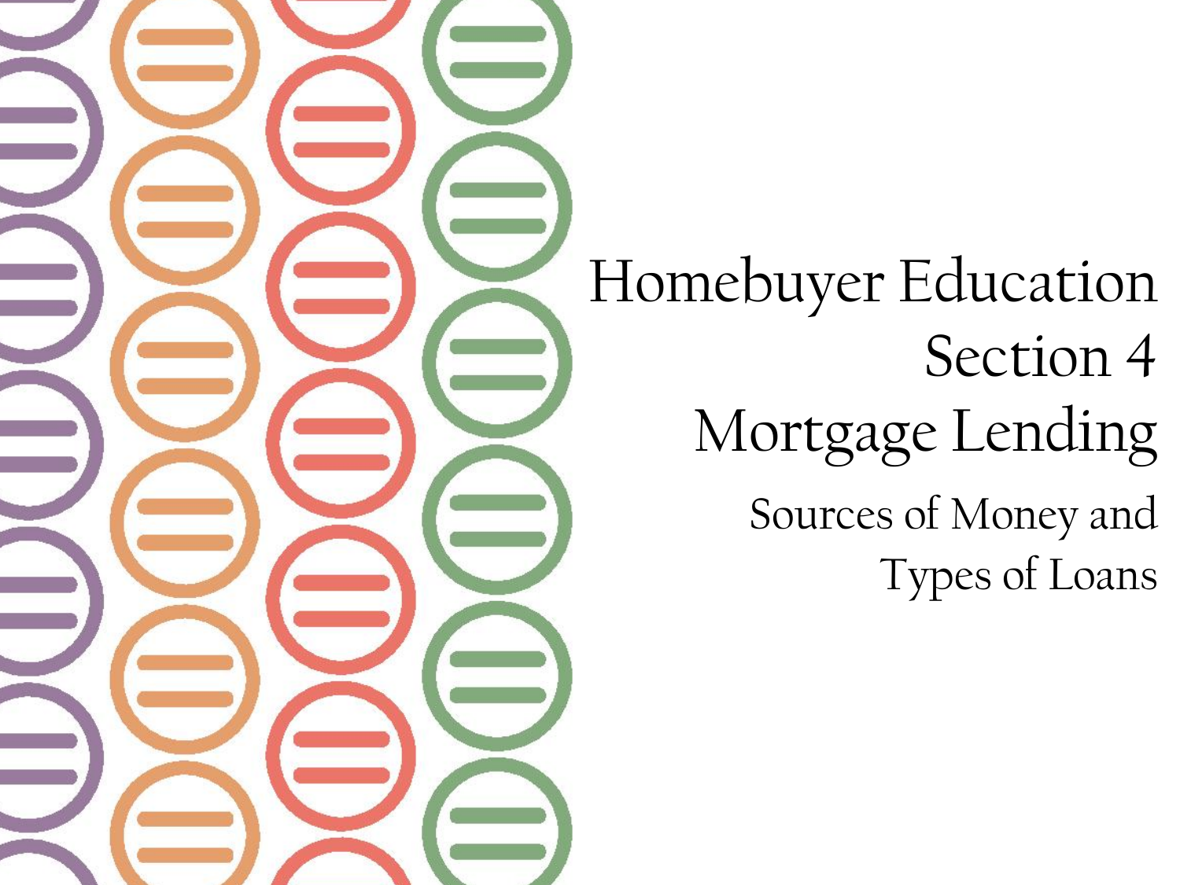# Homebuyer Education
# Section 4
# Mortgage Lending

## Sources of Money and Types of Loans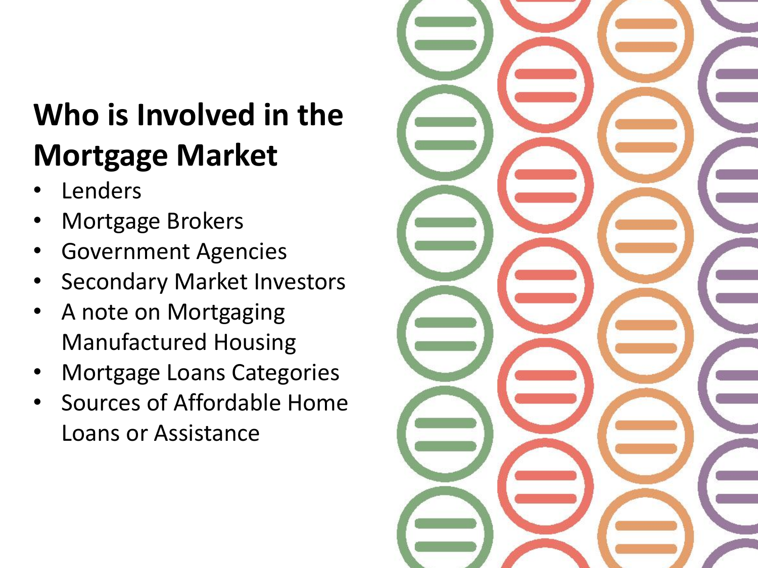# Who is Involved in the Mortgage Market

- Lenders
- Mortgage Brokers
- Government Agencies
- Secondary Market Investors
- A note on Mortgaging Manufactured Housing
- Mortgage Loans Categories
- Sources of Affordable Home Loans or Assistance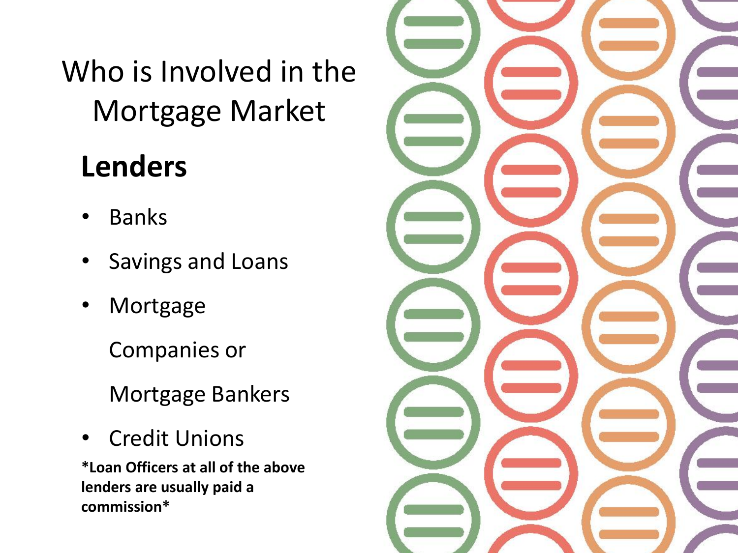# Who is Involved in the Mortgage Market

## Lenders

- Banks
- Savings and Loans
- Mortgage Companies or Mortgage Bankers
- Credit Unions

***Loan Officers at all of the above lenders are usually paid a commission***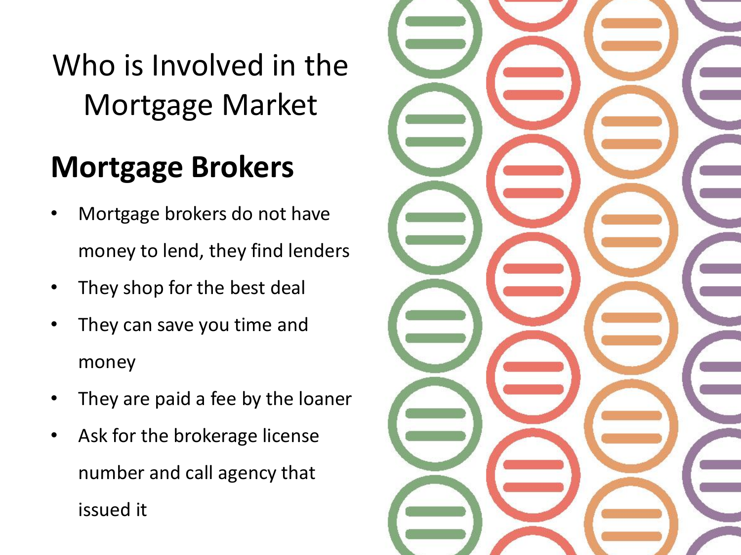# Who is Involved in the Mortgage Market

## Mortgage Brokers

- Mortgage brokers do not have money to lend, they find lenders
- They shop for the best deal
- They can save you time and money
- They are paid a fee by the loaner
- Ask for the brokerage license number and call agency that issued it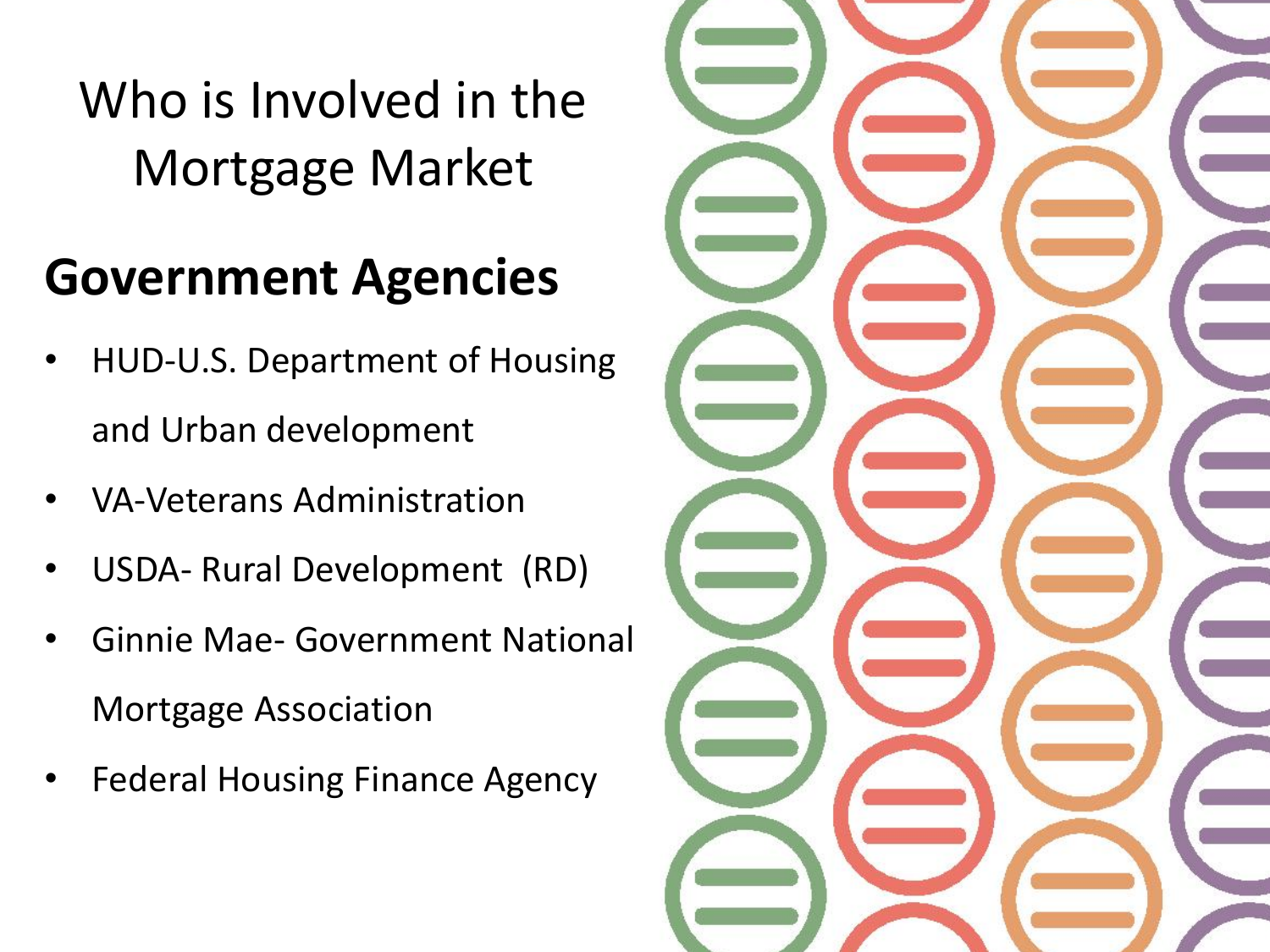# Who is Involved in the Mortgage Market

## Government Agencies

- HUD-U.S. Department of Housing and Urban development
- VA-Veterans Administration
- USDA- Rural Development (RD)
- Ginnie Mae- Government National Mortgage Association
- Federal Housing Finance Agency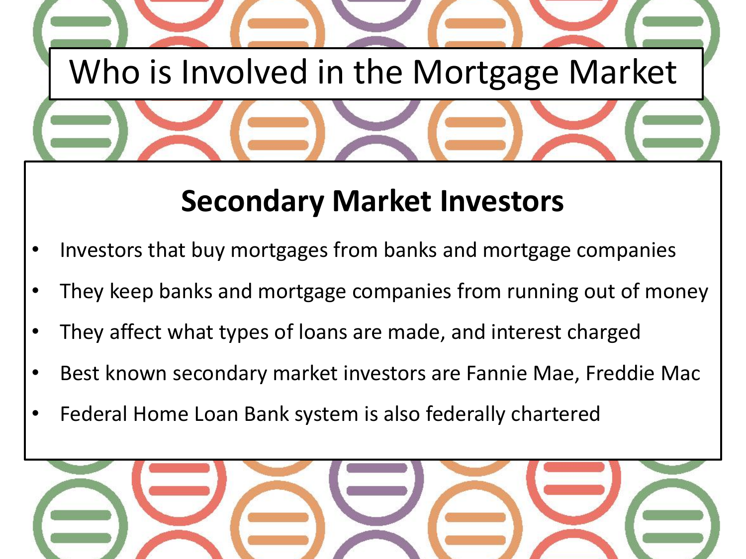# Who is Involved in the Mortgage Market

## Secondary Market Investors

- Investors that buy mortgages from banks and mortgage companies
- They keep banks and mortgage companies from running out of money
- They affect what types of loans are made, and interest charged
- Best known secondary market investors are Fannie Mae, Freddie Mac
- Federal Home Loan Bank system is also federally chartered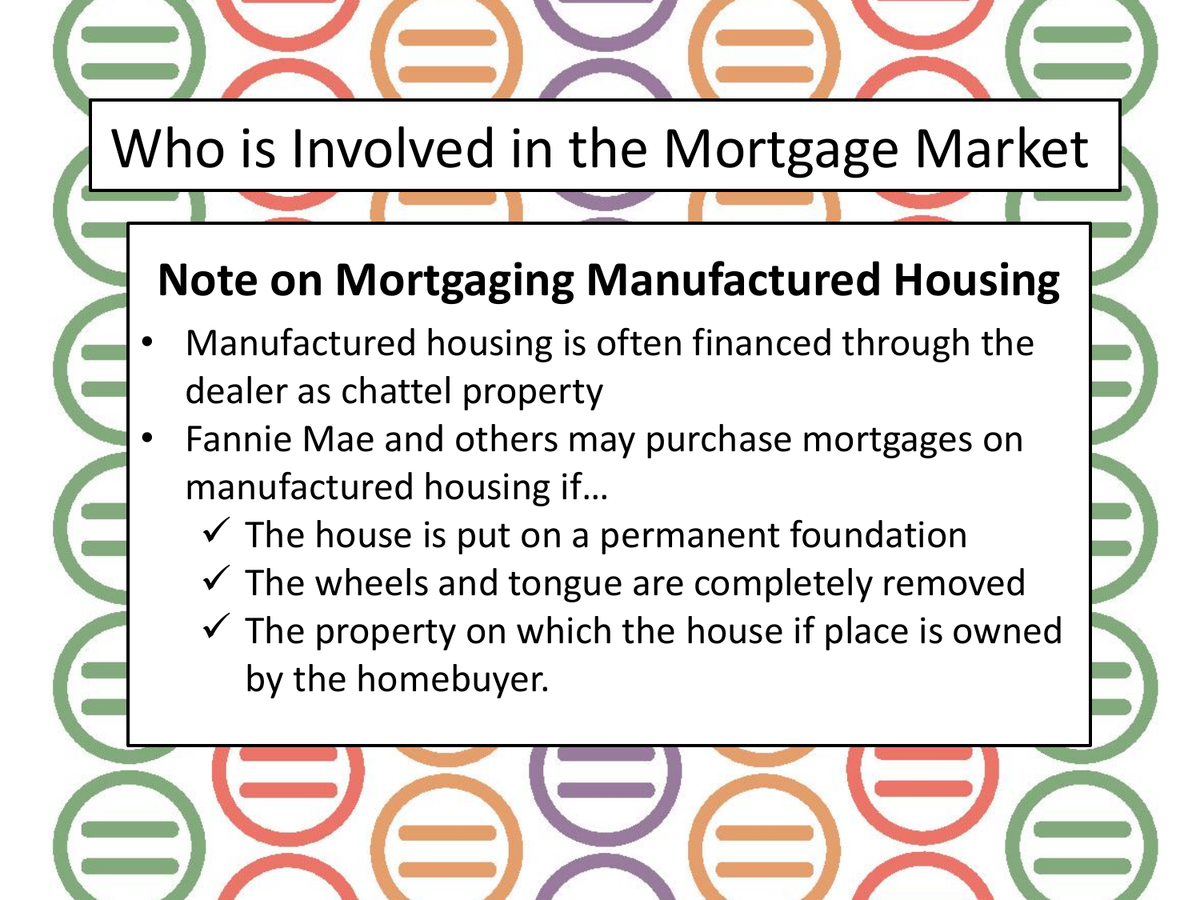# Who is Involved in the Mortgage Market

## Note on Mortgaging Manufactured Housing

- Manufactured housing is often financed through the dealer as chattel property
- Fannie Mae and others may purchase mortgages on manufactured housing if…
  - ✓ The house is put on a permanent foundation
  - ✓ The wheels and tongue are completely removed
  - ✓ The property on which the house if place is owned by the homebuyer.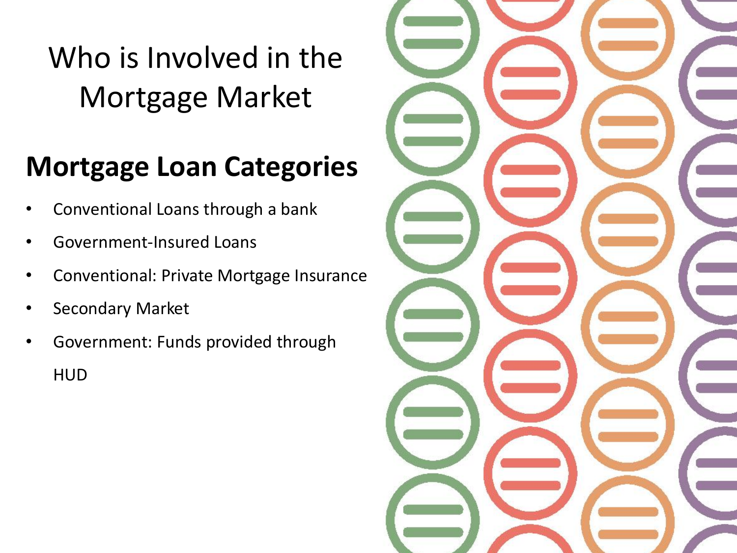# Who is Involved in the Mortgage Market

## Mortgage Loan Categories

- Conventional Loans through a bank
- Government-Insured Loans
- Conventional: Private Mortgage Insurance
- Secondary Market
- Government: Funds provided through HUD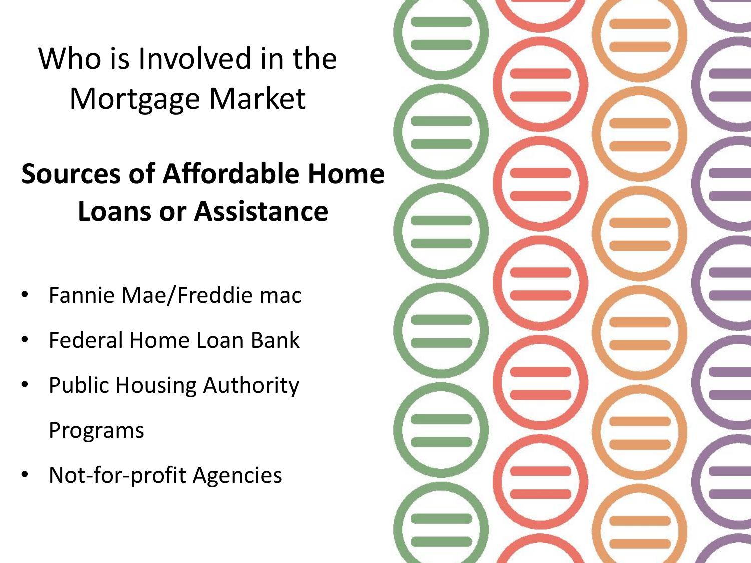# Who is Involved in the Mortgage Market

## Sources of Affordable Home Loans or Assistance

- Fannie Mae/Freddie mac
- Federal Home Loan Bank
- Public Housing Authority Programs
- Not-for-profit Agencies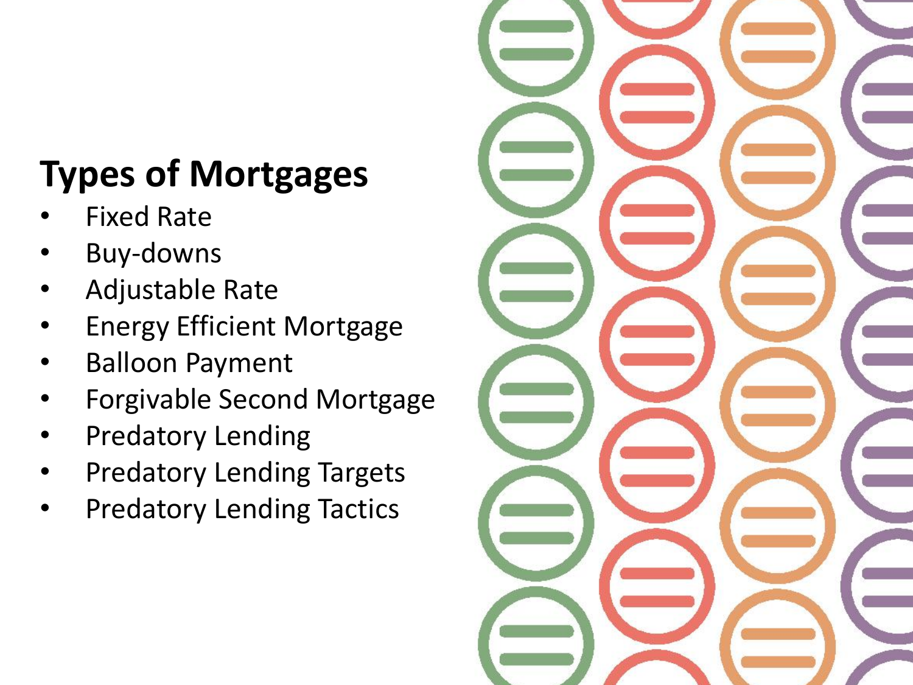# Types of Mortgages

- Fixed Rate
- Buy-downs
- Adjustable Rate
- Energy Efficient Mortgage
- Balloon Payment
- Forgivable Second Mortgage
- Predatory Lending
- Predatory Lending Targets
- Predatory Lending Tactics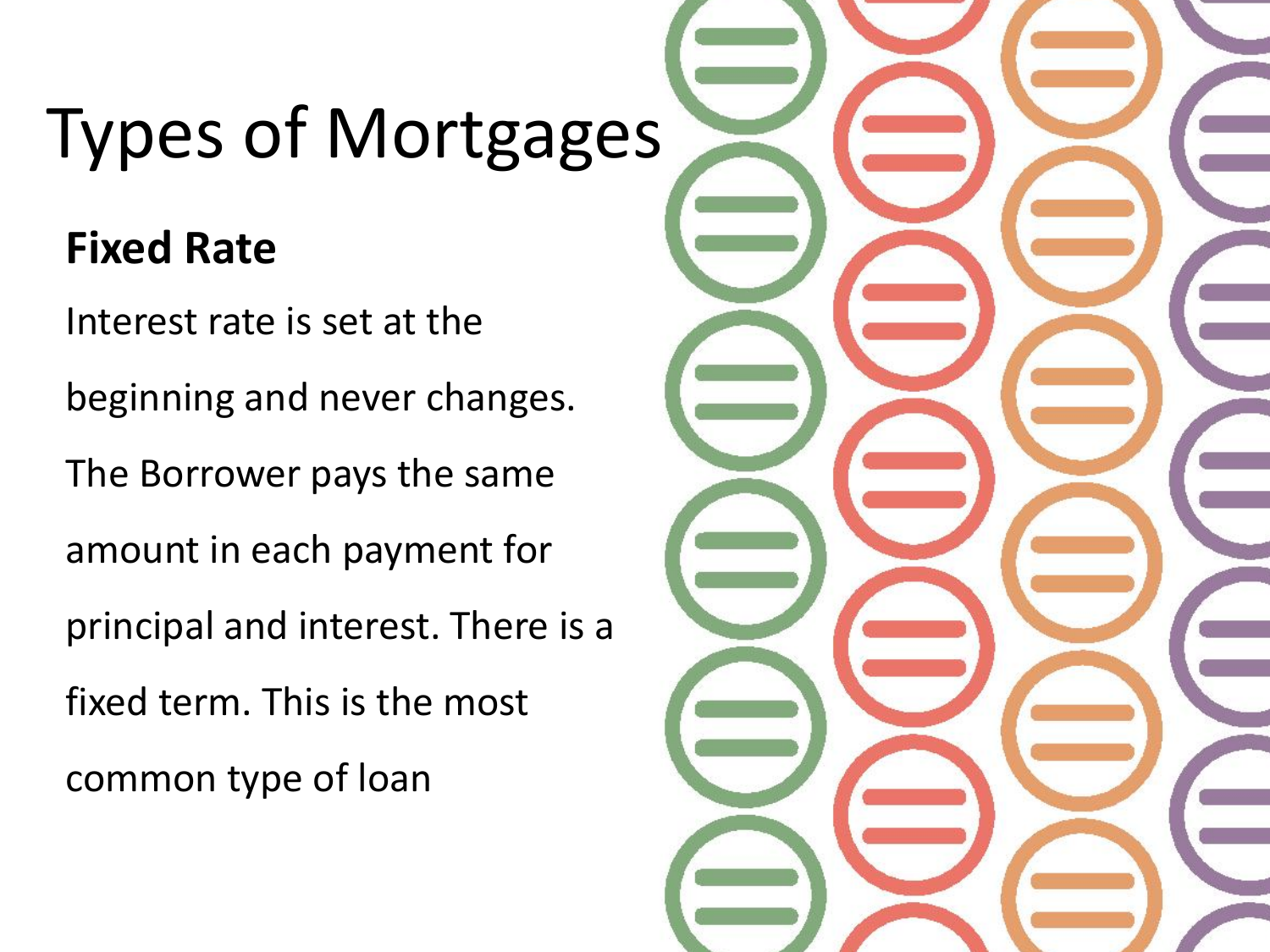# Types of Mortgages

**Fixed Rate**

Interest rate is set at the beginning and never changes. The Borrower pays the same amount in each payment for principal and interest. There is a fixed term. This is the most common type of loan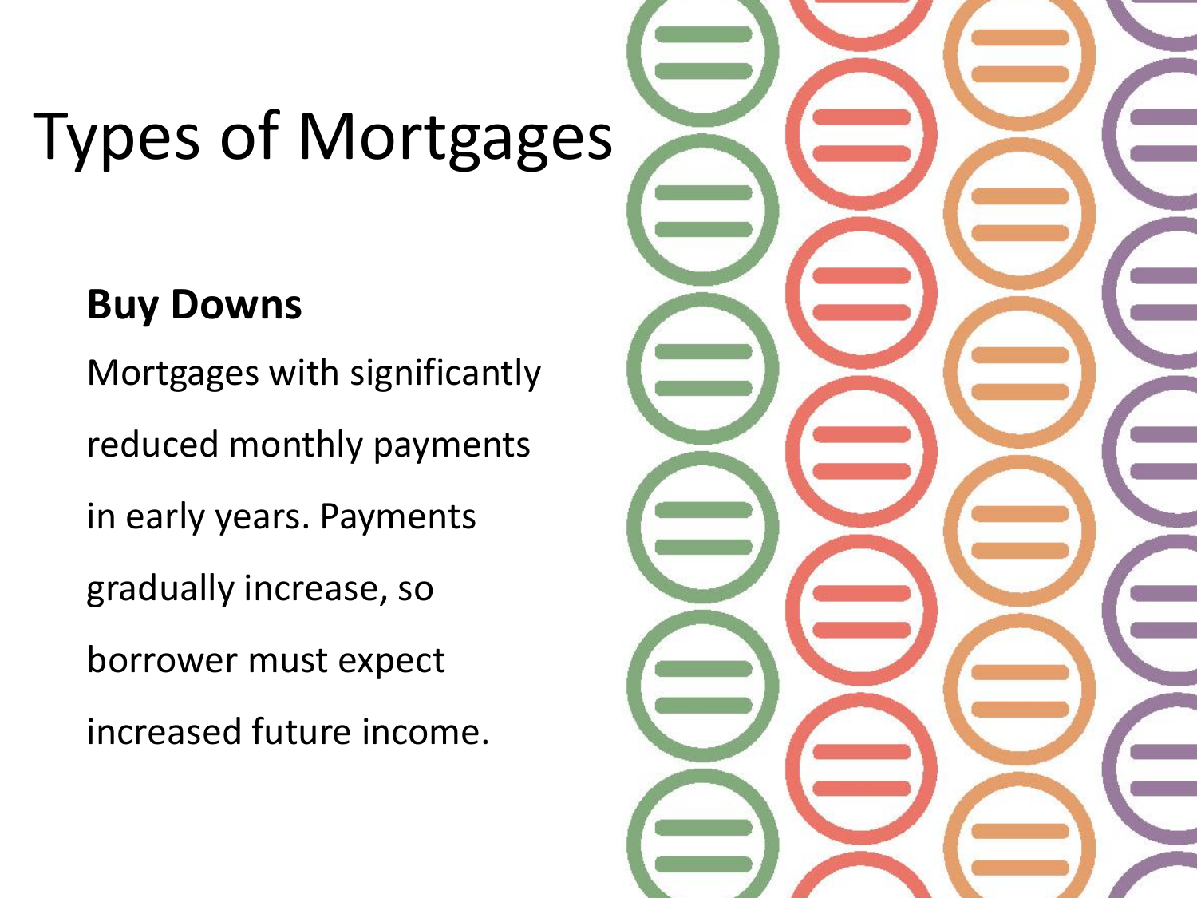# Types of Mortgages

**Buy Downs**

Mortgages with significantly reduced monthly payments in early years. Payments gradually increase, so borrower must expect increased future income.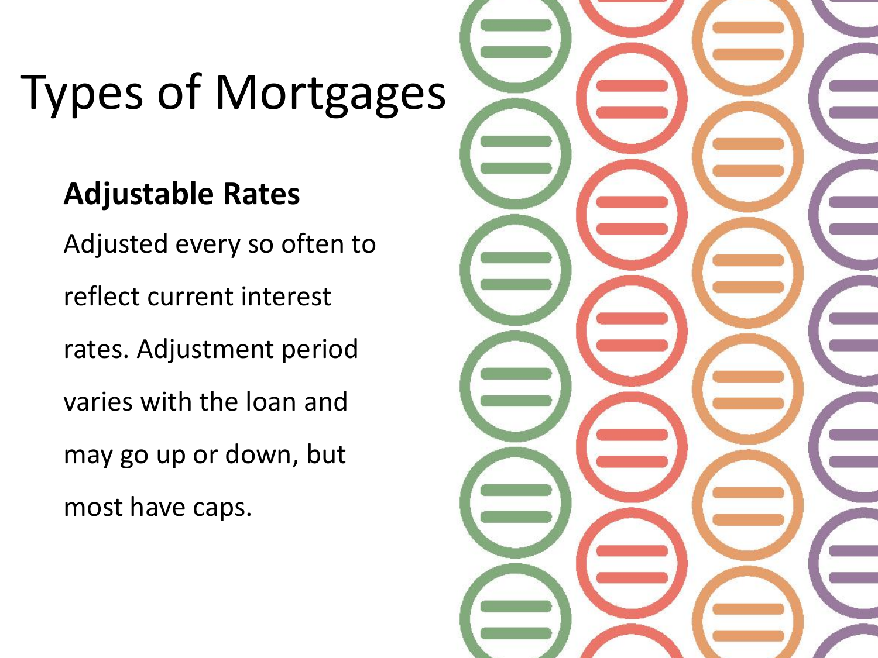# Types of Mortgages

**Adjustable Rates**

Adjusted every so often to reflect current interest rates. Adjustment period varies with the loan and may go up or down, but most have caps.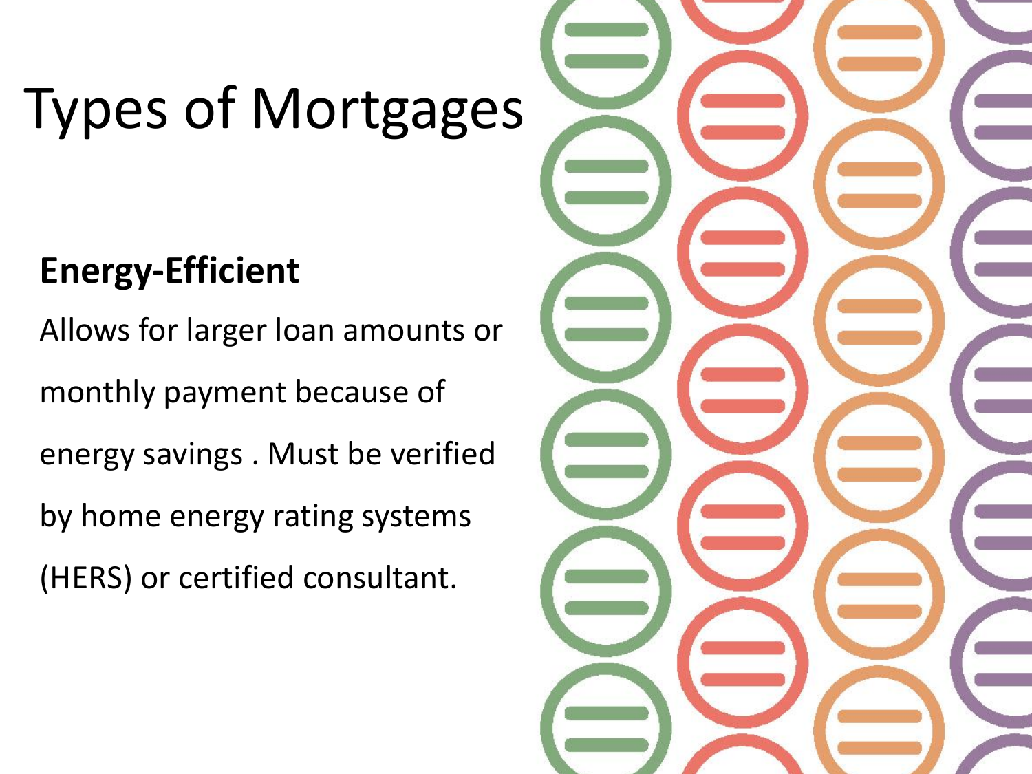# Types of Mortgages

**Energy-Efficient**

Allows for larger loan amounts or monthly payment because of energy savings . Must be verified by home energy rating systems (HERS) or certified consultant.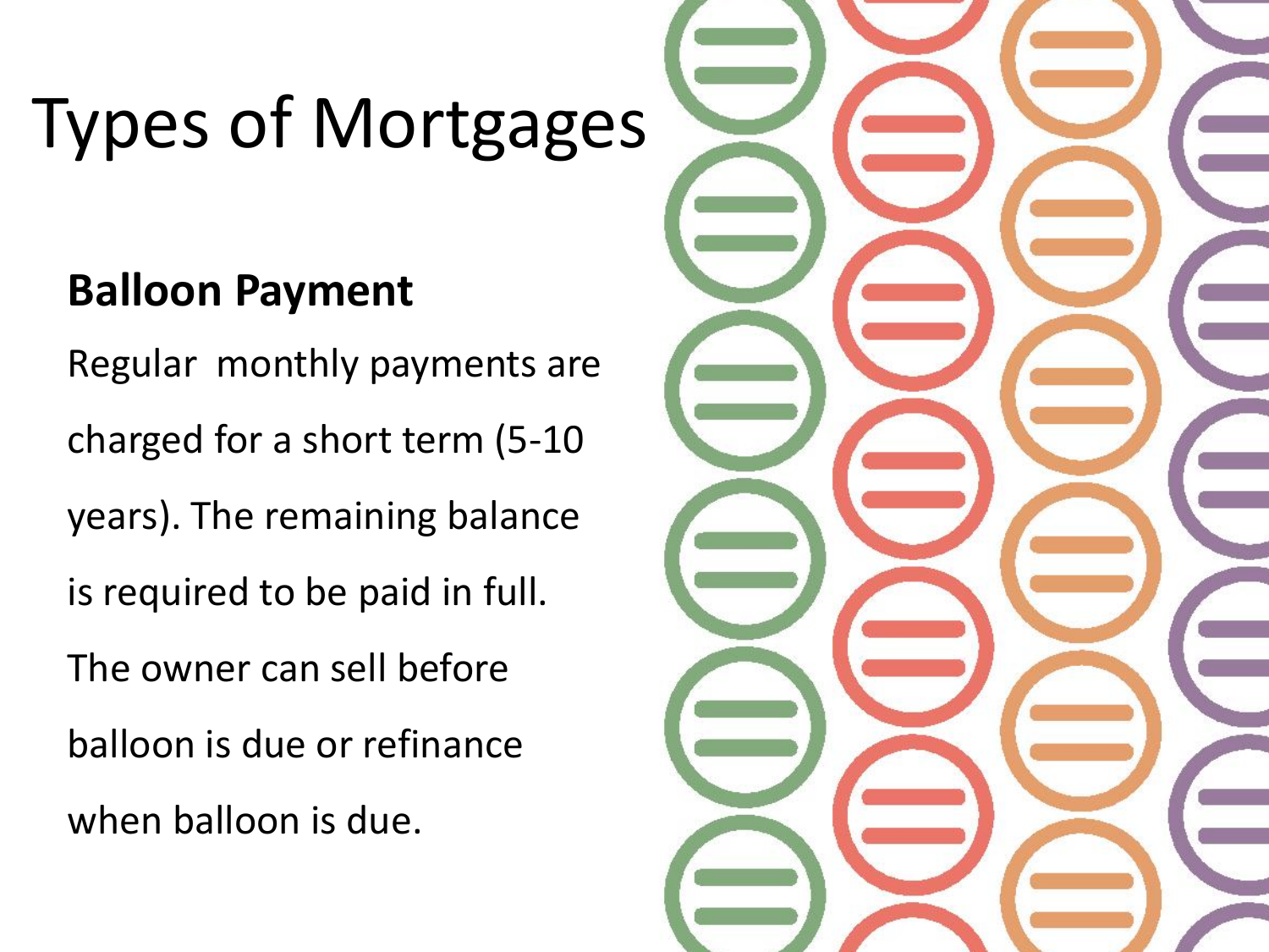# Types of Mortgages

**Balloon Payment**

Regular monthly payments are charged for a short term (5-10 years). The remaining balance is required to be paid in full. The owner can sell before balloon is due or refinance when balloon is due.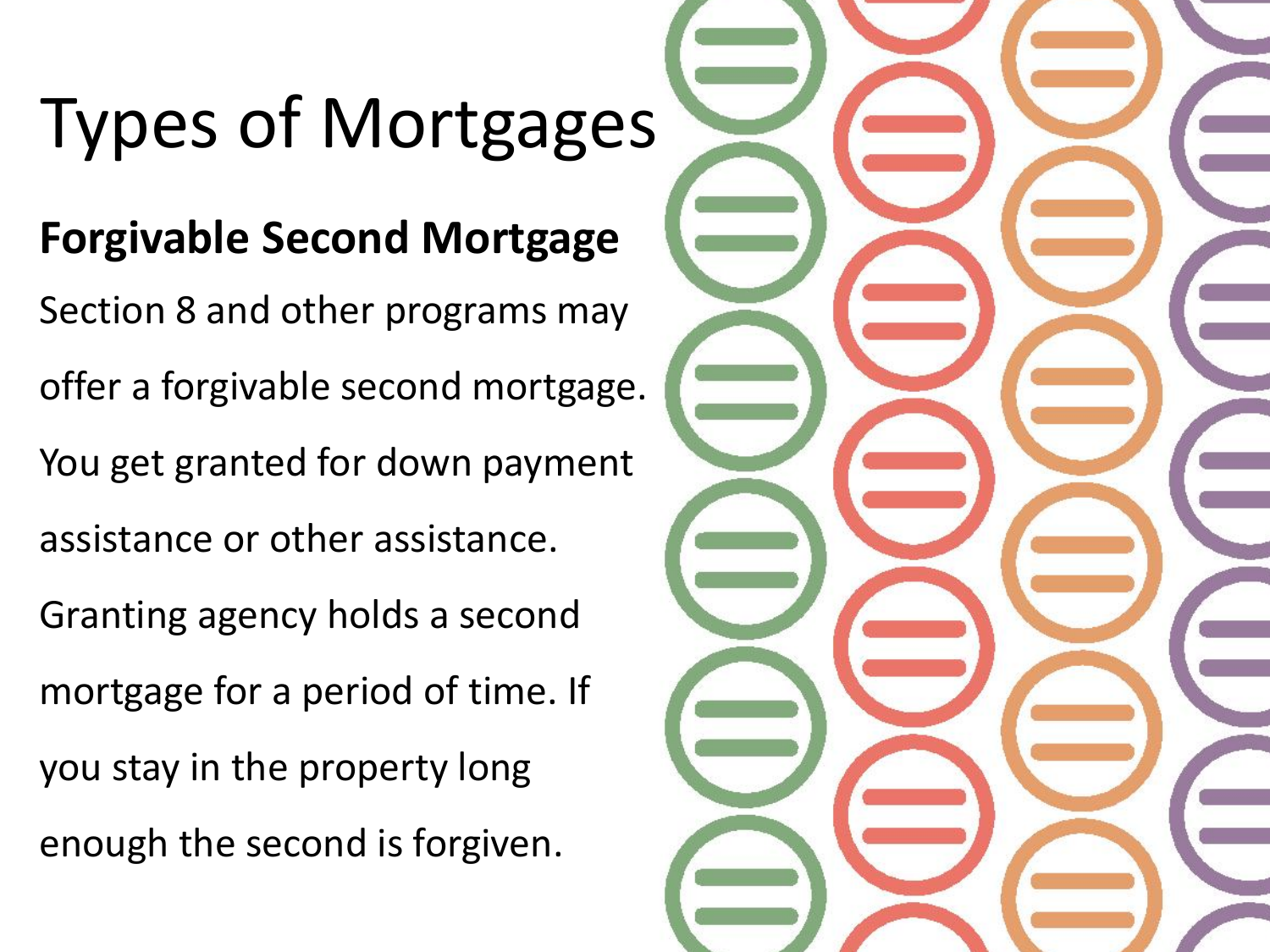# Types of Mortgages

**Forgivable Second Mortgage**

Section 8 and other programs may offer a forgivable second mortgage. You get granted for down payment assistance or other assistance. Granting agency holds a second mortgage for a period of time. If you stay in the property long enough the second is forgiven.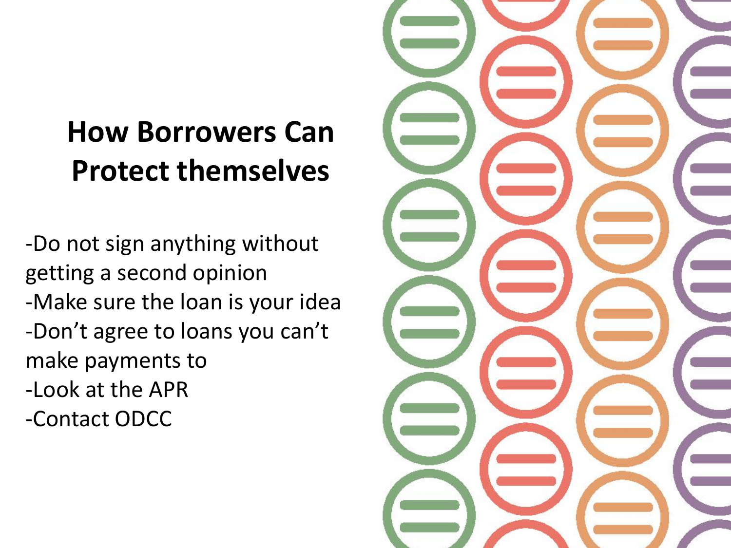# How Borrowers Can Protect themselves

-Do not sign anything without getting a second opinion
-Make sure the loan is your idea
-Don't agree to loans you can't make payments to
-Look at the APR
-Contact ODCC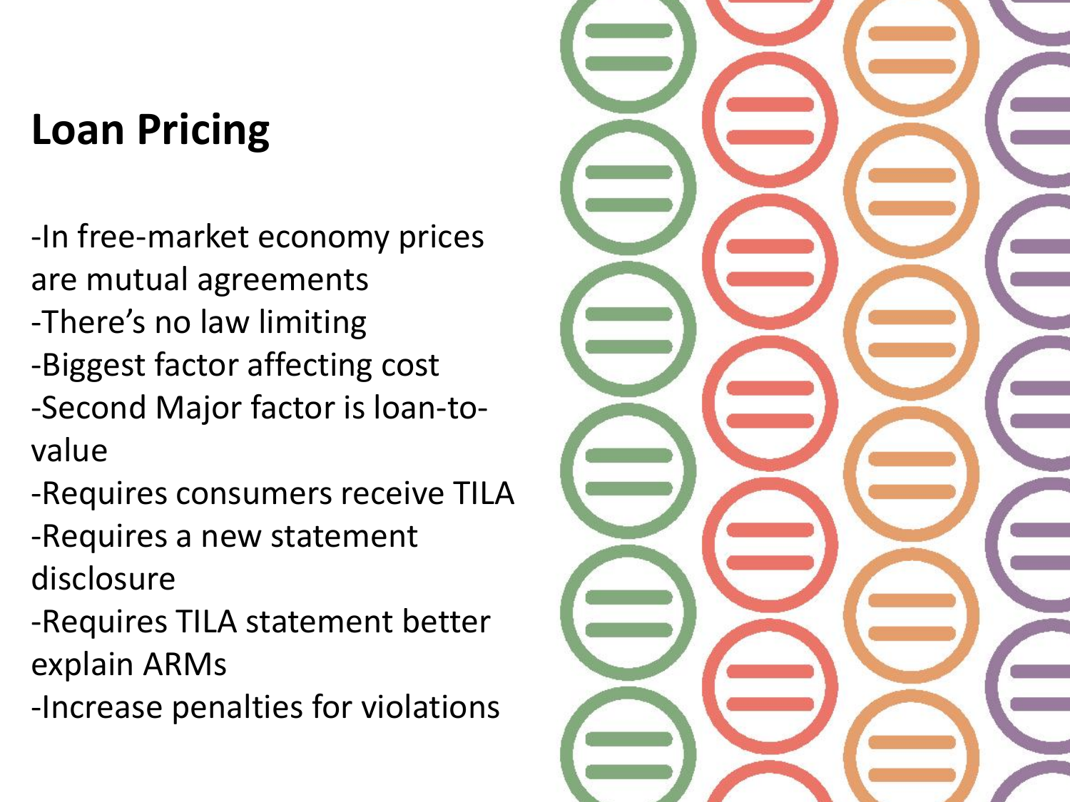# Loan Pricing

-In free-market economy prices are mutual agreements
-There's no law limiting
-Biggest factor affecting cost
-Second Major factor is loan-to-value
-Requires consumers receive TILA
-Requires a new statement disclosure
-Requires TILA statement better explain ARMs
-Increase penalties for violations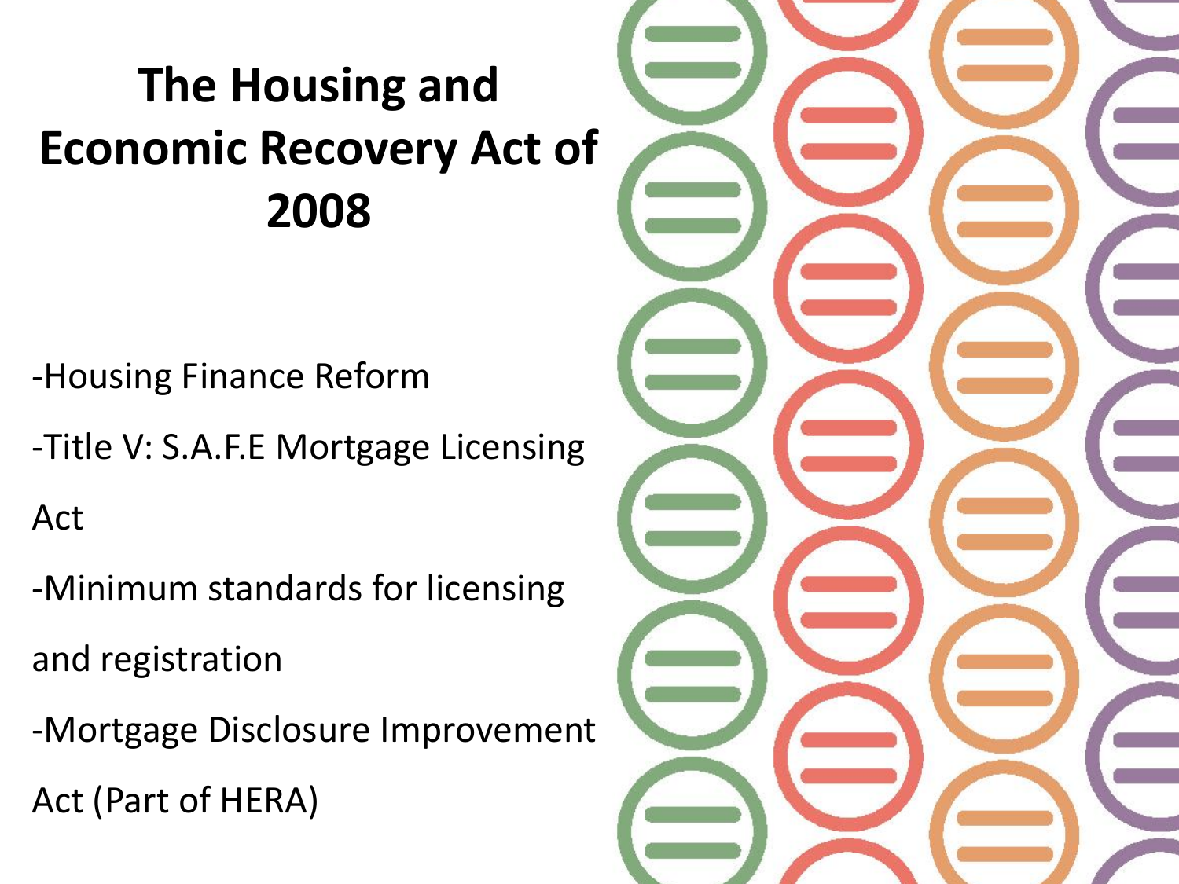# The Housing and Economic Recovery Act of 2008

-Housing Finance Reform

-Title V: S.A.F.E Mortgage Licensing Act

-Minimum standards for licensing and registration

-Mortgage Disclosure Improvement Act (Part of HERA)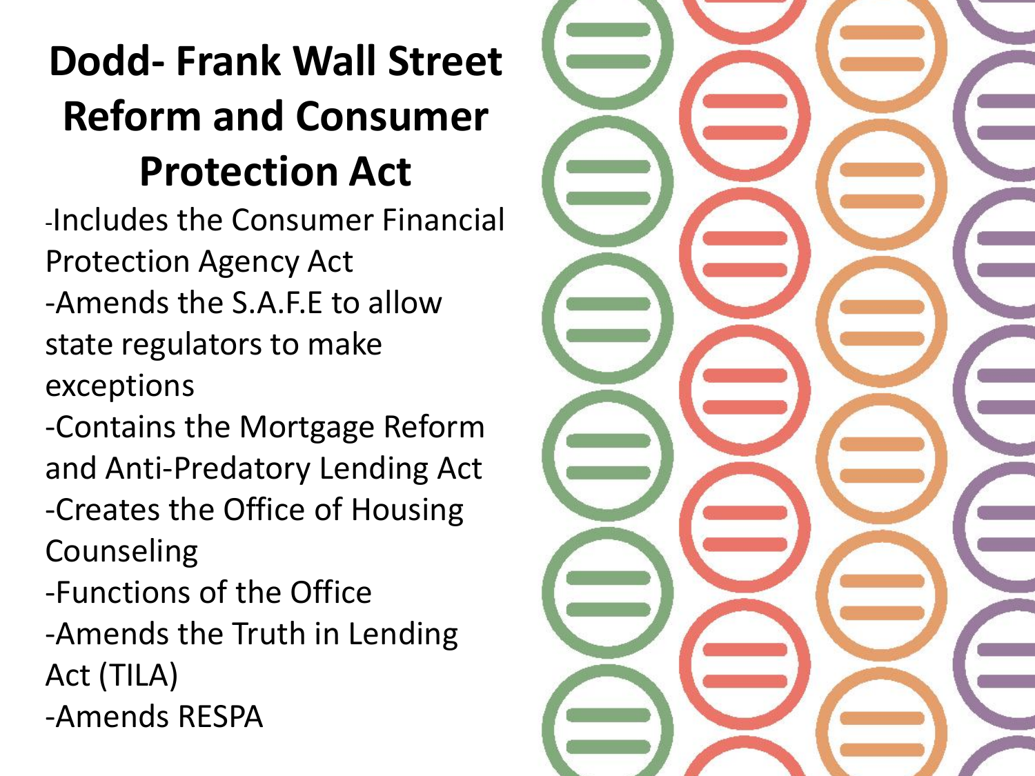# Dodd- Frank Wall Street Reform and Consumer Protection Act

-Includes the Consumer Financial Protection Agency Act
-Amends the S.A.F.E to allow state regulators to make exceptions
-Contains the Mortgage Reform and Anti-Predatory Lending Act
-Creates the Office of Housing Counseling
-Functions of the Office
-Amends the Truth in Lending Act (TILA)
-Amends RESPA